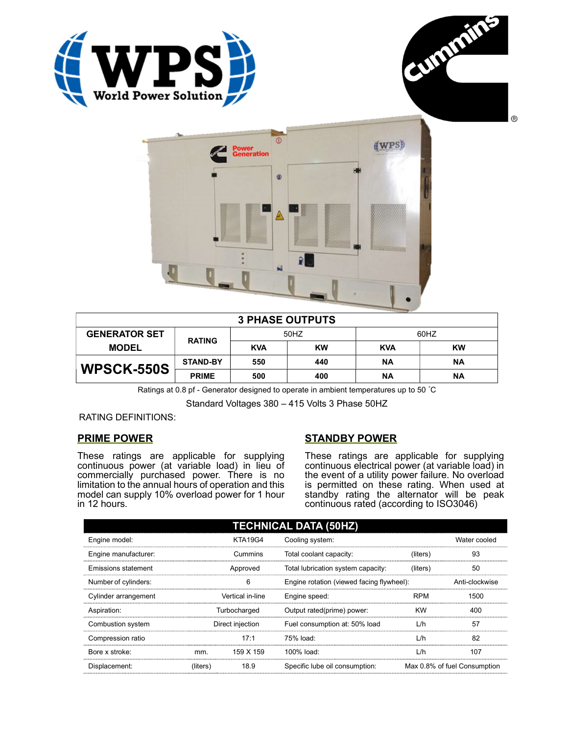| 3 PHASE OUTPUTS | | | | | |
|---|---|---|---|---|---|
| GENERATOR SET MODEL | RATING | 50HZ | | 60HZ | |
| | | KVA | KW | KVA | KW |
| WPSCK-550S | STAND-BY | 550 | 440 | NA | NA |
| | PRIME | 500 | 400 | NA | NA |

Ratings at 0.8 pf - Generator designed to operate in ambient temperatures up to 50 ˚C

Standard Voltages 380 – 415 Volts 3 Phase 50HZ

RATING DEFINITIONS:

## PRIME POWER

These ratings are applicable for supplying continuous power (at variable load) in lieu of commercially purchased power. There is no limitation to the annual hours of operation and this model can supply 10% overload power for 1 hour in 12 hours.

## STANDBY POWER

These ratings are applicable for supplying continuous electrical power (at variable load) in the event of a utility power failure. No overload is permitted on these rating. When used at standby rating the alternator will be peak continuous rated (according to ISO3046)

## TECHNICAL DATA (50HZ)

| | | | | | |
|---|---|---|---|---|---|
| Engine model: | | KTA19G4 | Cooling system: | | Water cooled |
| Engine manufacturer: | | Cummins | Total coolant capacity: | (liters) | 93 |
| Emissions statement | | Approved | Total lubrication system capacity: | (liters) | 50 |
| Number of cylinders: | | 6 | Engine rotation (viewed facing flywheel): | | Anti-clockwise |
| Cylinder arrangement | | Vertical in-line | Engine speed: | RPM | 1500 |
| Aspiration: | | Turbocharged | Output rated(prime) power: | KW | 400 |
| Combustion system | | Direct injection | Fuel consumption at: 50% load | L/h | 57 |
| Compression ratio | | 17:1 | 75% load: | L/h | 82 |
| Bore x stroke: | mm. | 159 X 159 | 100% load: | L/h | 107 |
| Displacement: | (liters) | 18.9 | Specific lube oil consumption: | | Max 0.8% of fuel Consumption |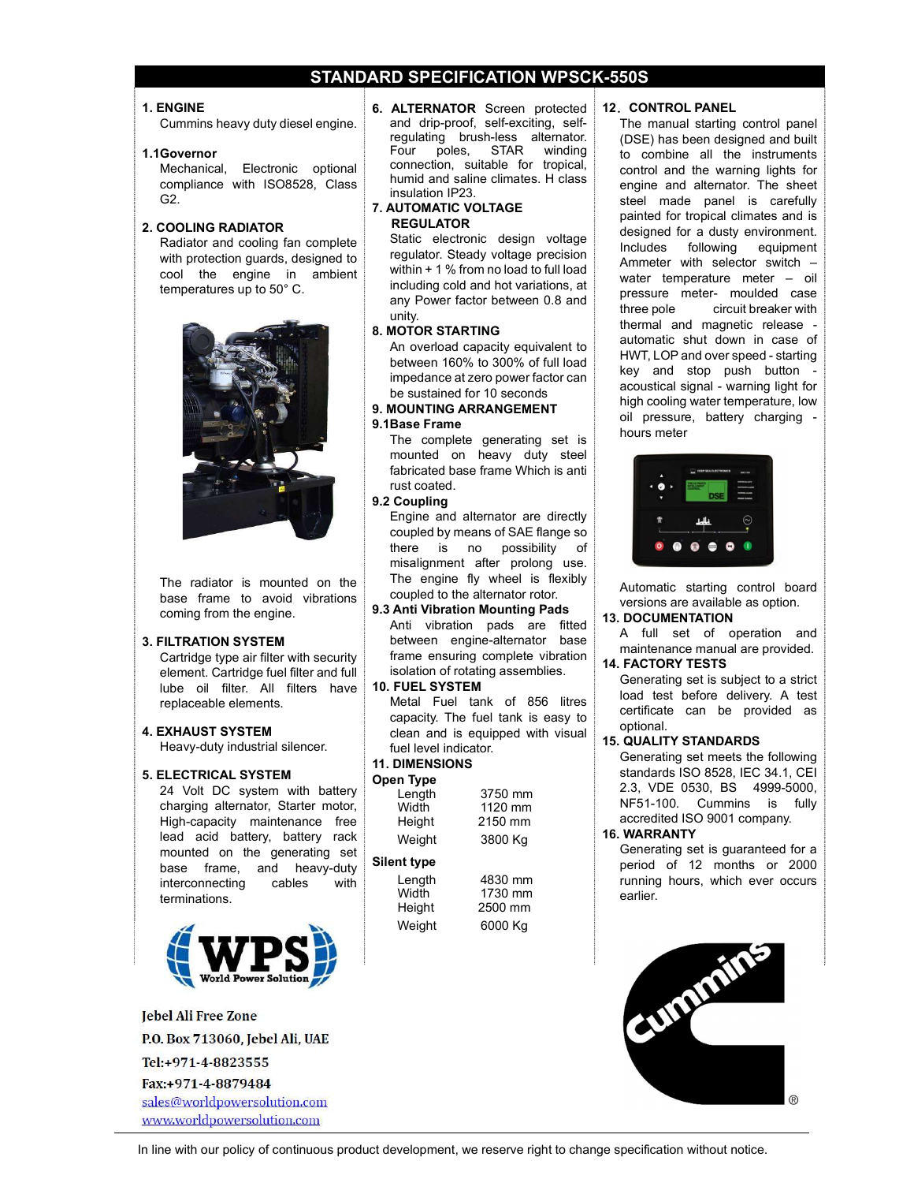# STANDARD SPECIFICATION WPSCK-550S

### 1. ENGINE

Cummins heavy duty diesel engine.

#### 1.1Governor

Mechanical, Electronic optional compliance with ISO8528, Class G2.

### 2. COOLING RADIATOR

Radiator and cooling fan complete with protection guards, designed to cool the engine in ambient temperatures up to 50° C.

The radiator is mounted on the base frame to avoid vibrations coming from the engine.

### 3. FILTRATION SYSTEM

Cartridge type air filter with security element. Cartridge fuel filter and full lube oil filter. All filters have replaceable elements.

### 4. EXHAUST SYSTEM

Heavy-duty industrial silencer.

### 5. ELECTRICAL SYSTEM

24 Volt DC system with battery charging alternator, Starter motor, High-capacity maintenance free lead acid battery, battery rack mounted on the generating set base frame, and heavy-duty interconnecting cables with terminations.

Jebel Ali Free Zone
P.O. Box 713060, Jebel Ali, UAE
Tel:+971-4-8823555
Fax:+971-4-8879484
sales@worldpowersolution.com
www.worldpowersolution.com

### 6. ALTERNATOR

Screen protected and drip-proof, self-exciting, self-regulating brush-less alternator. Four poles, STAR winding connection, suitable for tropical, humid and saline climates. H class insulation IP23.

### 7. AUTOMATIC VOLTAGE REGULATOR

Static electronic design voltage regulator. Steady voltage precision within + 1 % from no load to full load including cold and hot variations, at any Power factor between 0.8 and unity.

### 8. MOTOR STARTING

An overload capacity equivalent to between 160% to 300% of full load impedance at zero power factor can be sustained for 10 seconds

### 9. MOUNTING ARRANGEMENT

#### 9.1Base Frame

The complete generating set is mounted on heavy duty steel fabricated base frame Which is anti rust coated.

#### 9.2 Coupling

Engine and alternator are directly coupled by means of SAE flange so there is no possibility of misalignment after prolong use. The engine fly wheel is flexibly coupled to the alternator rotor.

#### 9.3 Anti Vibration Mounting Pads

Anti vibration pads are fitted between engine-alternator base frame ensuring complete vibration isolation of rotating assemblies.

### 10. FUEL SYSTEM

Metal Fuel tank of 856 litres capacity. The fuel tank is easy to clean and is equipped with visual fuel level indicator.

### 11. DIMENSIONS

**Open Type**

| | |
|---|---|
| Length | 3750 mm |
| Width | 1120 mm |
| Height | 2150 mm |
| Weight | 3800 Kg |

**Silent type**

| | |
|---|---|
| Length | 4830 mm |
| Width | 1730 mm |
| Height | 2500 mm |
| Weight | 6000 Kg |

### 12. CONTROL PANEL

The manual starting control panel (DSE) has been designed and built to combine all the instruments control and the warning lights for engine and alternator. The sheet steel made panel is carefully painted for tropical climates and is designed for a dusty environment. Includes following equipment Ammeter with selector switch – water temperature meter – oil pressure meter- moulded case three pole circuit breaker with thermal and magnetic release - automatic shut down in case of HWT, LOP and over speed - starting key and stop push button - acoustical signal - warning light for high cooling water temperature, low oil pressure, battery charging - hours meter

Automatic starting control board versions are available as option.

### 13. DOCUMENTATION

A full set of operation and maintenance manual are provided.

### 14. FACTORY TESTS

Generating set is subject to a strict load test before delivery. A test certificate can be provided as optional.

### 15. QUALITY STANDARDS

Generating set meets the following standards ISO 8528, IEC 34.1, CEI 2.3, VDE 0530, BS 4999-5000, NF51-100. Cummins is fully accredited ISO 9001 company.

### 16. WARRANTY

Generating set is guaranteed for a period of 12 months or 2000 running hours, which ever occurs earlier.

In line with our policy of continuous product development, we reserve right to change specification without notice.